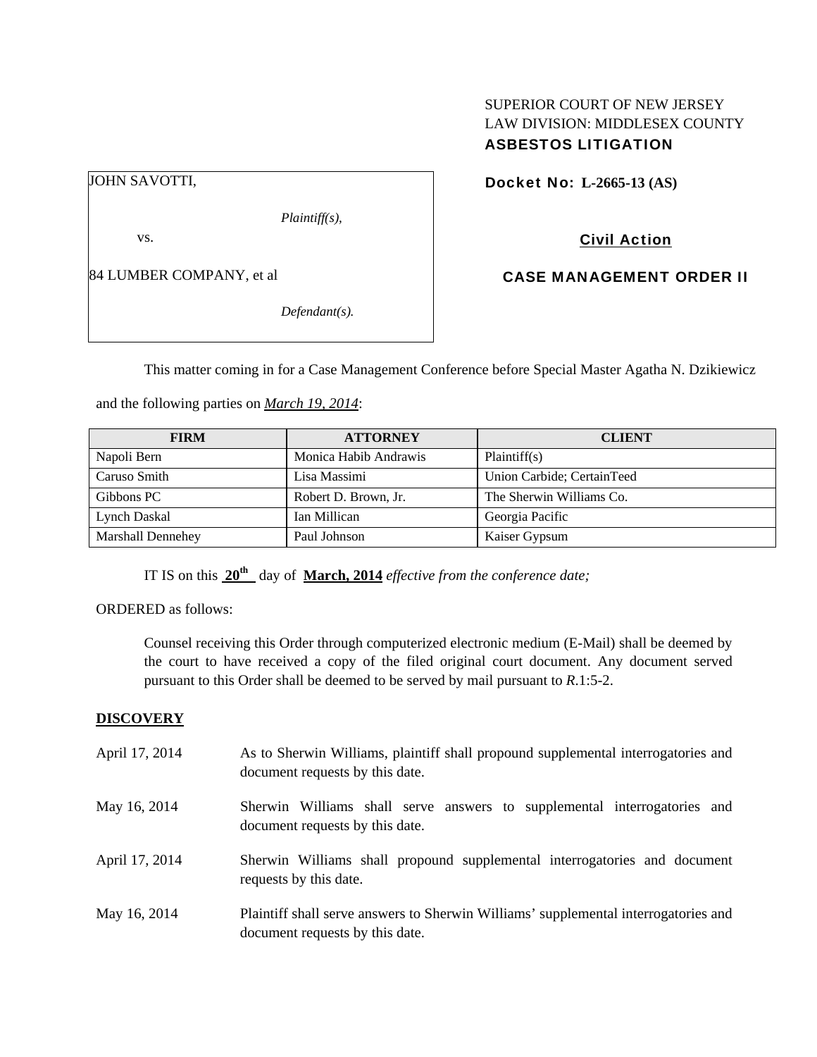SUPERIOR COURT OF NEW JERSEY
LAW DIVISION: MIDDLESEX COUNTY
**ASBESTOS LITIGATION**

JOHN SAVOTTI,

*Plaintiff(s),*

vs.

84 LUMBER COMPANY, et al

*Defendant(s).*

**Docket No: L-2665-13 (AS)**

**Civil Action**

**CASE MANAGEMENT ORDER II**

This matter coming in for a Case Management Conference before Special Master Agatha N. Dzikiewicz and the following parties on ***March 19, 2014***:

| FIRM | ATTORNEY | CLIENT |
|---|---|---|
| Napoli Bern | Monica Habib Andrawis | Plaintiff(s) |
| Caruso Smith | Lisa Massimi | Union Carbide; CertainTeed |
| Gibbons PC | Robert D. Brown, Jr. | The Sherwin Williams Co. |
| Lynch Daskal | Ian Millican | Georgia Pacific |
| Marshall Dennehey | Paul Johnson | Kaiser Gypsum |

IT IS on this **20th** day of **March, 2014** *effective from the conference date;*

ORDERED as follows:

Counsel receiving this Order through computerized electronic medium (E-Mail) shall be deemed by the court to have received a copy of the filed original court document. Any document served pursuant to this Order shall be deemed to be served by mail pursuant to *R*.1:5-2.

**DISCOVERY**

April 17, 2014 — As to Sherwin Williams, plaintiff shall propound supplemental interrogatories and document requests by this date.

May 16, 2014 — Sherwin Williams shall serve answers to supplemental interrogatories and document requests by this date.

April 17, 2014 — Sherwin Williams shall propound supplemental interrogatories and document requests by this date.

May 16, 2014 — Plaintiff shall serve answers to Sherwin Williams' supplemental interrogatories and document requests by this date.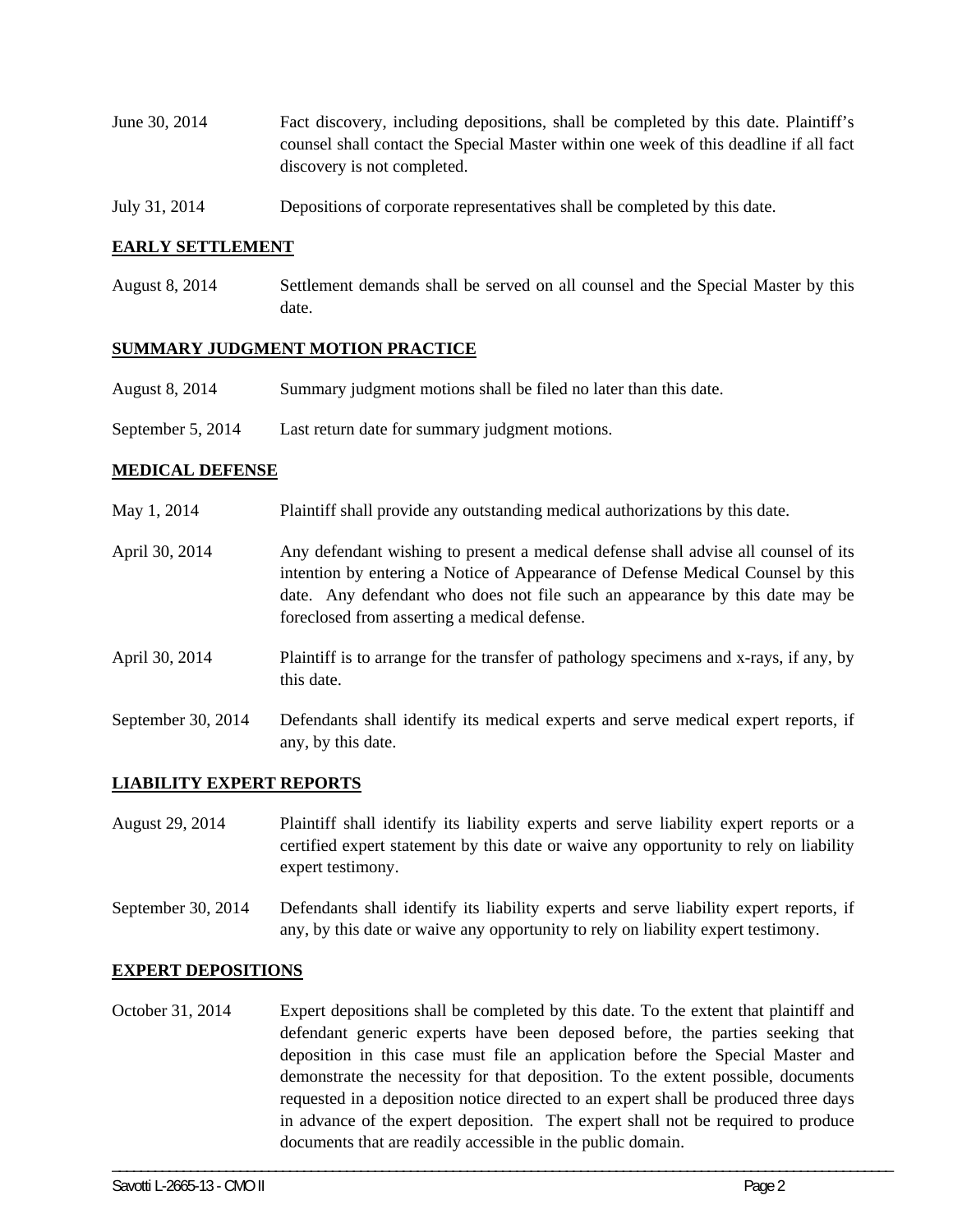| | |
|---|---|
| June 30, 2014 | Fact discovery, including depositions, shall be completed by this date. Plaintiff's counsel shall contact the Special Master within one week of this deadline if all fact discovery is not completed. |
| July 31, 2014 | Depositions of corporate representatives shall be completed by this date. |

**EARLY SETTLEMENT**

| | |
|---|---|
| August 8, 2014 | Settlement demands shall be served on all counsel and the Special Master by this date. |

**SUMMARY JUDGMENT MOTION PRACTICE**

| | |
|---|---|
| August 8, 2014 | Summary judgment motions shall be filed no later than this date. |
| September 5, 2014 | Last return date for summary judgment motions. |

**MEDICAL DEFENSE**

| | |
|---|---|
| May 1, 2014 | Plaintiff shall provide any outstanding medical authorizations by this date. |
| April 30, 2014 | Any defendant wishing to present a medical defense shall advise all counsel of its intention by entering a Notice of Appearance of Defense Medical Counsel by this date. Any defendant who does not file such an appearance by this date may be foreclosed from asserting a medical defense. |
| April 30, 2014 | Plaintiff is to arrange for the transfer of pathology specimens and x-rays, if any, by this date. |
| September 30, 2014 | Defendants shall identify its medical experts and serve medical expert reports, if any, by this date. |

**LIABILITY EXPERT REPORTS**

| | |
|---|---|
| August 29, 2014 | Plaintiff shall identify its liability experts and serve liability expert reports or a certified expert statement by this date or waive any opportunity to rely on liability expert testimony. |
| September 30, 2014 | Defendants shall identify its liability experts and serve liability expert reports, if any, by this date or waive any opportunity to rely on liability expert testimony. |

**EXPERT DEPOSITIONS**

| | |
|---|---|
| October 31, 2014 | Expert depositions shall be completed by this date. To the extent that plaintiff and defendant generic experts have been deposed before, the parties seeking that deposition in this case must file an application before the Special Master and demonstrate the necessity for that deposition. To the extent possible, documents requested in a deposition notice directed to an expert shall be produced three days in advance of the expert deposition. The expert shall not be required to produce documents that are readily accessible in the public domain. |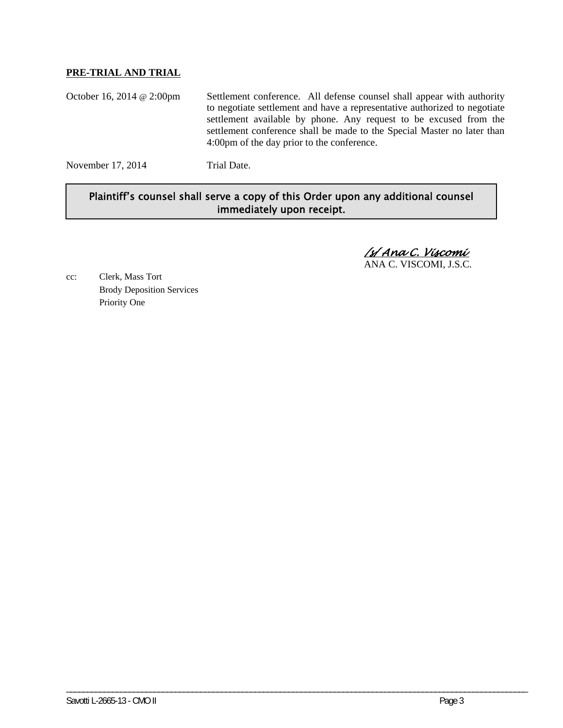**PRE-TRIAL AND TRIAL**

| | |
|---|---|
| October 16, 2014 @ 2:00pm | Settlement conference. All defense counsel shall appear with authority to negotiate settlement and have a representative authorized to negotiate settlement available by phone. Any request to be excused from the settlement conference shall be made to the Special Master no later than 4:00pm of the day prior to the conference. |
| November 17, 2014 | Trial Date. |

**Plaintiff's counsel shall serve a copy of this Order upon any additional counsel immediately upon receipt.**

/s/ Ana C. Viscomi
ANA C. VISCOMI, J.S.C.

cc: Clerk, Mass Tort
Brody Deposition Services
Priority One